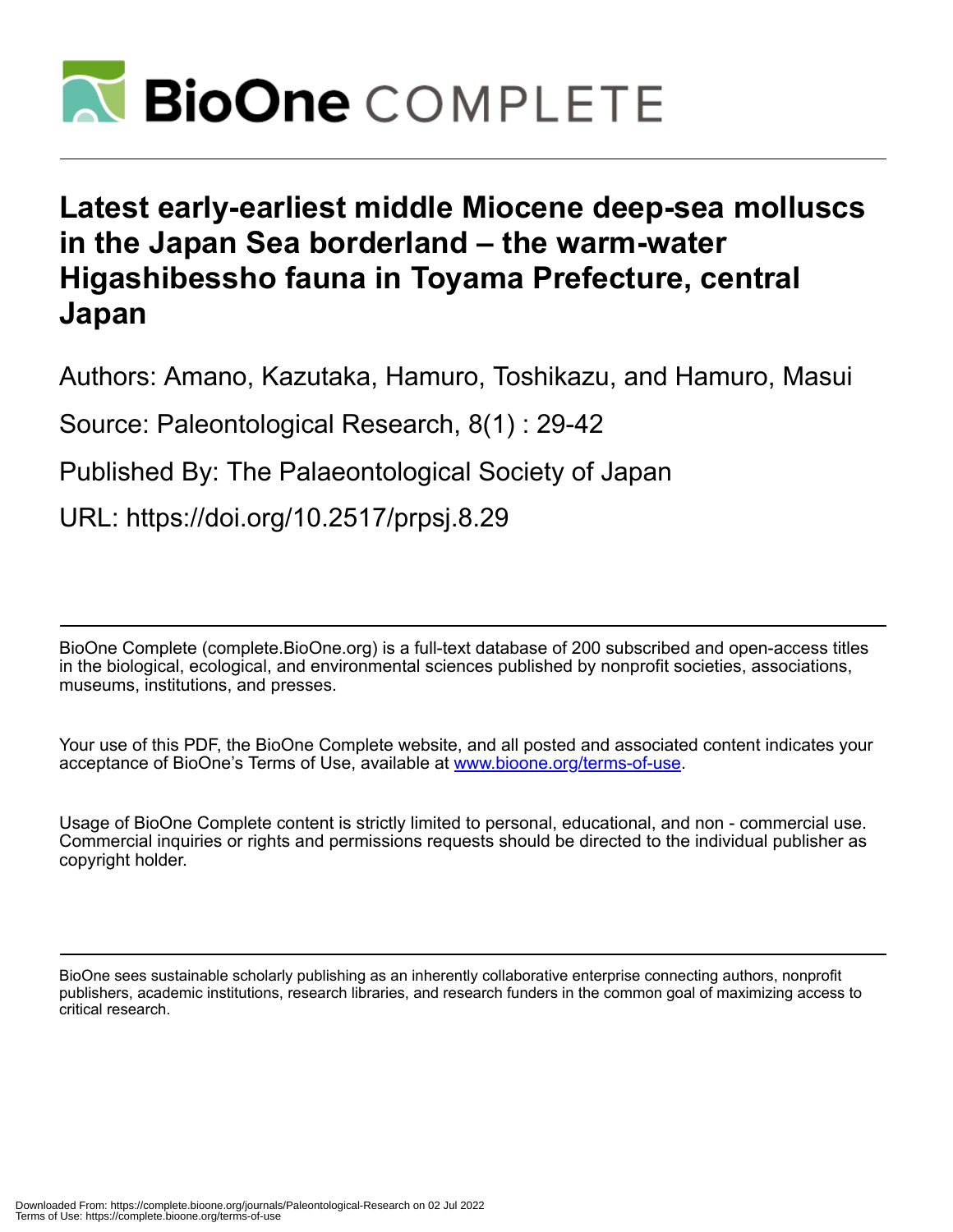# Latest early-earliest middle Miocene deep-sea molluscs in the Japan Sea borderland – the warm-water Higashibessho fauna in Toyama Prefecture, central Japan

Authors: Amano, Kazutaka, Hamuro, Toshikazu, and Hamuro, Masui

Source: Paleontological Research, 8(1) : 29-42

Published By: The Palaeontological Society of Japan

URL: https://doi.org/10.2517/prpsj.8.29

BioOne Complete (complete.BioOne.org) is a full-text database of 200 subscribed and open-access titles in the biological, ecological, and environmental sciences published by nonprofit societies, associations, museums, institutions, and presses.

Your use of this PDF, the BioOne Complete website, and all posted and associated content indicates your acceptance of BioOne's Terms of Use, available at www.bioone.org/terms-of-use.

Usage of BioOne Complete content is strictly limited to personal, educational, and non - commercial use. Commercial inquiries or rights and permissions requests should be directed to the individual publisher as copyright holder.

BioOne sees sustainable scholarly publishing as an inherently collaborative enterprise connecting authors, nonprofit publishers, academic institutions, research libraries, and research funders in the common goal of maximizing access to critical research.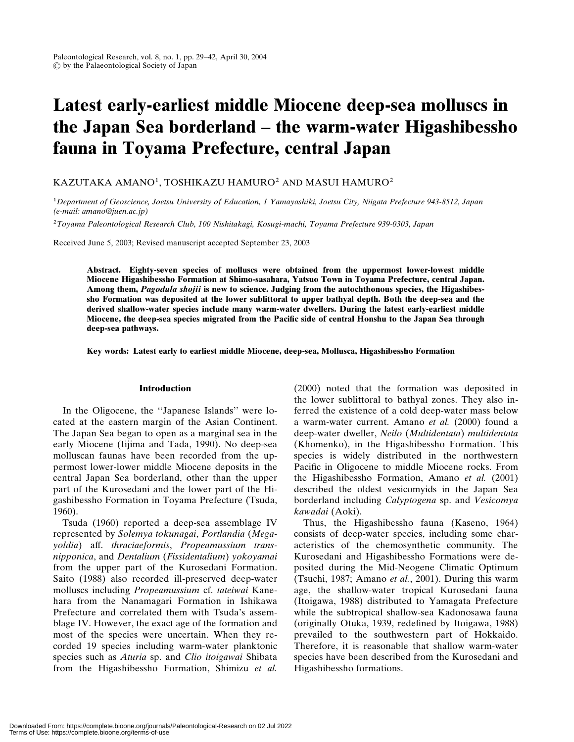# Latest early-earliest middle Miocene deep-sea molluscs in the Japan Sea borderland – the warm-water Higashibessho fauna in Toyama Prefecture, central Japan

KAZUTAKA AMANO[1], TOSHIKAZU HAMURO[2] AND MASUI HAMURO[2]

[1]*Department of Geoscience, Joetsu University of Education, 1 Yamayashiki, Joetsu City, Niigata Prefecture 943-8512, Japan (e-mail: amano@juen.ac.jp)*

[2]*Toyama Paleontological Research Club, 100 Nishitakagi, Kosugi-machi, Toyama Prefecture 939-0303, Japan*

Received June 5, 2003; Revised manuscript accepted September 23, 2003

**Abstract. Eighty-seven species of molluscs were obtained from the uppermost lower-lowest middle Miocene Higashibessho Formation at Shimo-sasahara, Yatsuo Town in Toyama Prefecture, central Japan. Among them, *Pagodula shojii* is new to science. Judging from the autochthonous species, the Higashibessho Formation was deposited at the lower sublittoral to upper bathyal depth. Both the deep-sea and the derived shallow-water species include many warm-water dwellers. During the latest early-earliest middle Miocene, the deep-sea species migrated from the Pacific side of central Honshu to the Japan Sea through deep-sea pathways.**

**Key words: Latest early to earliest middle Miocene, deep-sea, Mollusca, Higashibessho Formation**

## Introduction

In the Oligocene, the "Japanese Islands" were located at the eastern margin of the Asian Continent. The Japan Sea began to open as a marginal sea in the early Miocene (Iijima and Tada, 1990). No deep-sea molluscan faunas have been recorded from the uppermost lower-lower middle Miocene deposits in the central Japan Sea borderland, other than the upper part of the Kurosedani and the lower part of the Higashibessho Formation in Toyama Prefecture (Tsuda, 1960).

Tsuda (1960) reported a deep-sea assemblage IV represented by *Solemya tokunagai*, *Portlandia* (*Megayoldia*) aff. *thraciaeformis*, *Propeamussium transnipponica*, and *Dentalium* (*Fissidentalium*) *yokoyamai* from the upper part of the Kurosedani Formation. Saito (1988) also recorded ill-preserved deep-water molluscs including *Propeamussium* cf. *tateiwai* Kanehara from the Nanamagari Formation in Ishikawa Prefecture and correlated them with Tsuda's assemblage IV. However, the exact age of the formation and most of the species were uncertain. When they recorded 19 species including warm-water planktonic species such as *Aturia* sp. and *Clio itoigawai* Shibata from the Higashibessho Formation, Shimizu *et al.* (2000) noted that the formation was deposited in the lower sublittoral to bathyal zones. They also inferred the existence of a cold deep-water mass below a warm-water current. Amano *et al.* (2000) found a deep-water dweller, *Neilo* (*Multidentata*) *multidentata* (Khomenko), in the Higashibessho Formation. This species is widely distributed in the northwestern Pacific in Oligocene to middle Miocene rocks. From the Higashibessho Formation, Amano *et al.* (2001) described the oldest vesicomyids in the Japan Sea borderland including *Calyptogena* sp. and *Vesicomya kawadai* (Aoki).

Thus, the Higashibessho fauna (Kaseno, 1964) consists of deep-water species, including some characteristics of the chemosynthetic community. The Kurosedani and Higashibessho Formations were deposited during the Mid-Neogene Climatic Optimum (Tsuchi, 1987; Amano *et al.*, 2001). During this warm age, the shallow-water tropical Kurosedani fauna (Itoigawa, 1988) distributed to Yamagata Prefecture while the subtropical shallow-sea Kadonosawa fauna (originally Otuka, 1939, redefined by Itoigawa, 1988) prevailed to the southwestern part of Hokkaido. Therefore, it is reasonable that shallow warm-water species have been described from the Kurosedani and Higashibessho formations.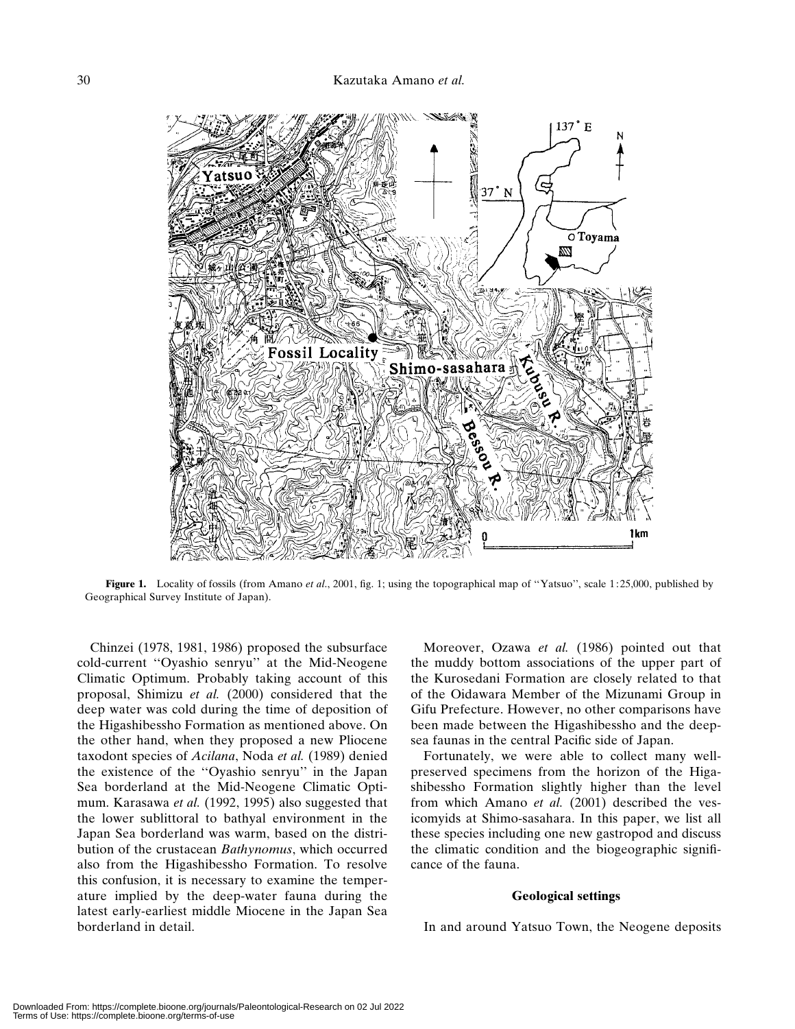**Figure 1.** Locality of fossils (from Amano *et al.*, 2001, fig. 1; using the topographical map of ''Yatsuo'', scale 1:25,000, published by Geographical Survey Institute of Japan).

Chinzei (1978, 1981, 1986) proposed the subsurface cold-current ''Oyashio senryu'' at the Mid-Neogene Climatic Optimum. Probably taking account of this proposal, Shimizu *et al.* (2000) considered that the deep water was cold during the time of deposition of the Higashibessho Formation as mentioned above. On the other hand, when they proposed a new Pliocene taxodont species of *Acilana*, Noda *et al.* (1989) denied the existence of the ''Oyashio senryu'' in the Japan Sea borderland at the Mid-Neogene Climatic Optimum. Karasawa *et al.* (1992, 1995) also suggested that the lower sublittoral to bathyal environment in the Japan Sea borderland was warm, based on the distribution of the crustacean *Bathynomus*, which occurred also from the Higashibessho Formation. To resolve this confusion, it is necessary to examine the temperature implied by the deep-water fauna during the latest early-earliest middle Miocene in the Japan Sea borderland in detail.

Moreover, Ozawa *et al.* (1986) pointed out that the muddy bottom associations of the upper part of the Kurosedani Formation are closely related to that of the Oidawara Member of the Mizunami Group in Gifu Prefecture. However, no other comparisons have been made between the Higashibessho and the deep-sea faunas in the central Pacific side of Japan.

Fortunately, we were able to collect many well-preserved specimens from the horizon of the Higashibessho Formation slightly higher than the level from which Amano *et al.* (2001) described the vesicomyids at Shimo-sasahara. In this paper, we list all these species including one new gastropod and discuss the climatic condition and the biogeographic significance of the fauna.

## Geological settings

In and around Yatsuo Town, the Neogene deposits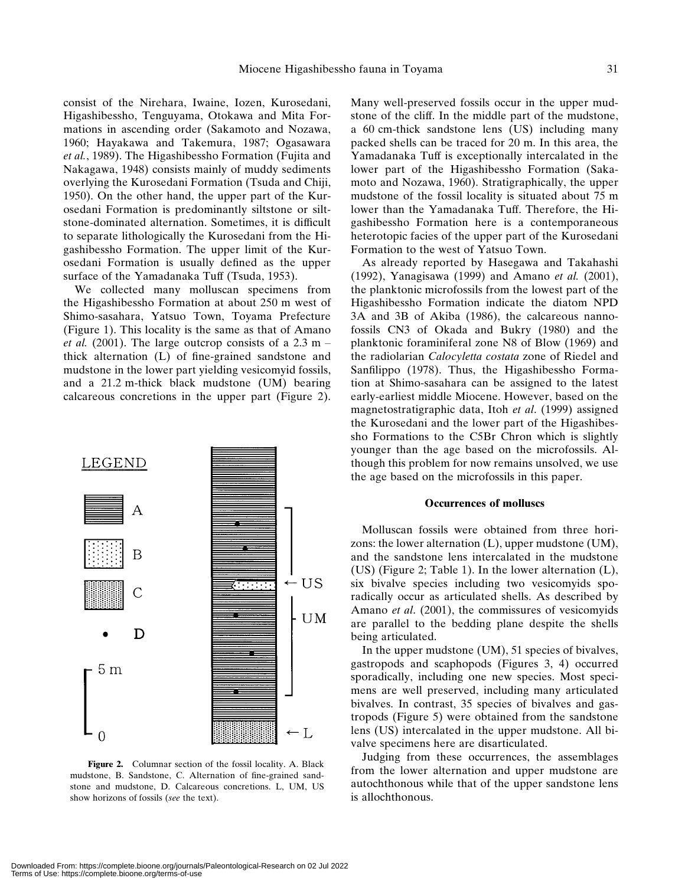consist of the Nirehara, Iwaine, Iozen, Kurosedani, Higashibessho, Tenguyama, Otokawa and Mita Formations in ascending order (Sakamoto and Nozawa, 1960; Hayakawa and Takemura, 1987; Ogasawara *et al.*, 1989). The Higashibessho Formation (Fujita and Nakagawa, 1948) consists mainly of muddy sediments overlying the Kurosedani Formation (Tsuda and Chiji, 1950). On the other hand, the upper part of the Kurosedani Formation is predominantly siltstone or siltstone-dominated alternation. Sometimes, it is difficult to separate lithologically the Kurosedani from the Higashibessho Formation. The upper limit of the Kurosedani Formation is usually defined as the upper surface of the Yamadanaka Tuff (Tsuda, 1953).

We collected many molluscan specimens from the Higashibessho Formation at about 250 m west of Shimo-sasahara, Yatsuo Town, Toyama Prefecture (Figure 1). This locality is the same as that of Amano *et al.* (2001). The large outcrop consists of a 2.3 m–thick alternation (L) of fine-grained sandstone and mudstone in the lower part yielding vesicomyid fossils, and a 21.2 m-thick black mudstone (UM) bearing calcareous concretions in the upper part (Figure 2).

**Figure 2.** Columnar section of the fossil locality. A. Black mudstone, B. Sandstone, C. Alternation of fine-grained sandstone and mudstone, D. Calcareous concretions. L, UM, US show horizons of fossils (*see* the text).

Many well-preserved fossils occur in the upper mudstone of the cliff. In the middle part of the mudstone, a 60 cm-thick sandstone lens (US) including many packed shells can be traced for 20 m. In this area, the Yamadanaka Tuff is exceptionally intercalated in the lower part of the Higashibessho Formation (Sakamoto and Nozawa, 1960). Stratigraphically, the upper mudstone of the fossil locality is situated about 75 m lower than the Yamadanaka Tuff. Therefore, the Higashibessho Formation here is a contemporaneous heterotopic facies of the upper part of the Kurosedani Formation to the west of Yatsuo Town.

As already reported by Hasegawa and Takahashi (1992), Yanagisawa (1999) and Amano *et al.* (2001), the planktonic microfossils from the lowest part of the Higashibessho Formation indicate the diatom NPD 3A and 3B of Akiba (1986), the calcareous nannofossils CN3 of Okada and Bukry (1980) and the planktonic foraminiferal zone N8 of Blow (1969) and the radiolarian *Calocyletta costata* zone of Riedel and Sanfilippo (1978). Thus, the Higashibessho Formation at Shimo-sasahara can be assigned to the latest early-earliest middle Miocene. However, based on the magnetostratigraphic data, Itoh *et al.* (1999) assigned the Kurosedani and the lower part of the Higashibessho Formations to the C5Br Chron which is slightly younger than the age based on the microfossils. Although this problem for now remains unsolved, we use the age based on the microfossils in this paper.

## Occurrences of molluscs

Molluscan fossils were obtained from three horizons: the lower alternation (L), upper mudstone (UM), and the sandstone lens intercalated in the mudstone (US) (Figure 2; Table 1). In the lower alternation (L), six bivalve species including two vesicomyids sporadically occur as articulated shells. As described by Amano *et al.* (2001), the commissures of vesicomyids are parallel to the bedding plane despite the shells being articulated.

In the upper mudstone (UM), 51 species of bivalves, gastropods and scaphopods (Figures 3, 4) occurred sporadically, including one new species. Most specimens are well preserved, including many articulated bivalves. In contrast, 35 species of bivalves and gastropods (Figure 5) were obtained from the sandstone lens (US) intercalated in the upper mudstone. All bivalve specimens here are disarticulated.

Judging from these occurrences, the assemblages from the lower alternation and upper mudstone are autochthonous while that of the upper sandstone lens is allochthonous.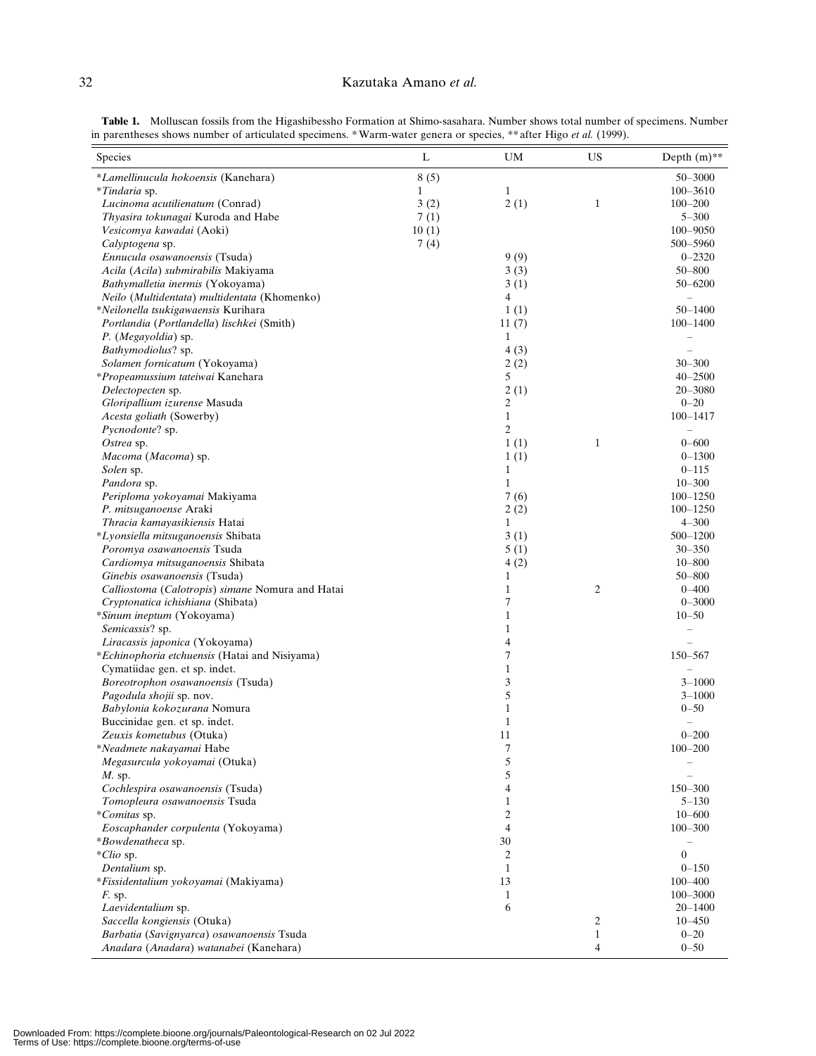**Table 1.** Molluscan fossils from the Higashibessho Formation at Shimo-sasahara. Number shows total number of specimens. Number in parentheses shows number of articulated specimens. *Warm-water genera or species, **after Higo *et al.* (1999).

| Species | L | UM | US | Depth (m)** |
|---|---|---|---|---|
| **Lamellinucula hokoensis* (Kanehara) | 8 (5) | | | 50–3000 |
| **Tindaria* sp. | 1 | 1 | | 100–3610 |
| *Lucinoma acutilienatum* (Conrad) | 3 (2) | 2 (1) | 1 | 100–200 |
| *Thyasira tokunagai* Kuroda and Habe | 7 (1) | | | 5–300 |
| *Vesicomya kawadai* (Aoki) | 10 (1) | | | 100–9050 |
| *Calyptogena* sp. | 7 (4) | | | 500–5960 |
| *Ennucula osawanoensis* (Tsuda) | | 9 (9) | | 0–2320 |
| *Acila* (*Acila*) *submirabilis* Makiyama | | 3 (3) | | 50–800 |
| *Bathymalletia inermis* (Yokoyama) | | 3 (1) | | 50–6200 |
| *Neilo* (*Multidentata*) *multidentata* (Khomenko) | | 4 | | – |
| **Neilonella tsukigawaensis* Kurihara | | 1 (1) | | 50–1400 |
| *Portlandia* (*Portlandella*) *lischkei* (Smith) | | 11 (7) | | 100–1400 |
| *P.* (*Megayoldia*) sp. | | 1 | | – |
| *Bathymodiolus*? sp. | | 4 (3) | | – |
| *Solamen fornicatum* (Yokoyama) | | 2 (2) | | 30–300 |
| **Propeamussium tateiwai* Kanehara | | 5 | | 40–2500 |
| *Delectopecten* sp. | | 2 (1) | | 20–3080 |
| *Gloripallium izurense* Masuda | | 2 | | 0–20 |
| *Acesta goliath* (Sowerby) | | 1 | | 100–1417 |
| *Pycnodonte*? sp. | | 2 | | – |
| *Ostrea* sp. | | 1 (1) | 1 | 0–600 |
| *Macoma* (*Macoma*) sp. | | 1 (1) | | 0–1300 |
| *Solen* sp. | | 1 | | 0–115 |
| *Pandora* sp. | | 1 | | 10–300 |
| *Periploma yokoyamai* Makiyama | | 7 (6) | | 100–1250 |
| *P. mitsuganoense* Araki | | 2 (2) | | 100–1250 |
| *Thracia kamayasikiensis* Hatai | | 1 | | 4–300 |
| **Lyonsiella mitsuganoensis* Shibata | | 3 (1) | | 500–1200 |
| *Poromya osawanoensis* Tsuda | | 5 (1) | | 30–350 |
| *Cardiomya mitsuganoensis* Shibata | | 4 (2) | | 10–800 |
| *Ginebis osawanoensis* (Tsuda) | | 1 | | 50–800 |
| *Calliostoma* (*Calotropis*) *simane* Nomura and Hatai | | 1 | 2 | 0–400 |
| *Cryptonatica ichishiana* (Shibata) | | 7 | | 0–3000 |
| **Sinum ineptum* (Yokoyama) | | 1 | | 10–50 |
| *Semicassis*? sp. | | 1 | | – |
| *Liracassis japonica* (Yokoyama) | | 4 | | – |
| **Echinophoria etchuensis* (Hatai and Nisiyama) | | 7 | | 150–567 |
| Cymatiidae gen. et sp. indet. | | 1 | | – |
| *Boreotrophon osawanoensis* (Tsuda) | | 3 | | 3–1000 |
| *Pagodula shojii* sp. nov. | | 5 | | 3–1000 |
| *Babylonia kokozurana* Nomura | | 1 | | 0–50 |
| Buccinidae gen. et sp. indet. | | 1 | | – |
| *Zeuxis kometubus* (Otuka) | | 11 | | 0–200 |
| **Neadmete nakayamai* Habe | | 7 | | 100–200 |
| *Megasurcula yokoyamai* (Otuka) | | 5 | | – |
| *M.* sp. | | 5 | | – |
| *Cochlespira osawanoensis* (Tsuda) | | 4 | | 150–300 |
| *Tomopleura osawanoensis* Tsuda | | 1 | | 5–130 |
| **Comitas* sp. | | 2 | | 10–600 |
| *Eoscaphander corpulenta* (Yokoyama) | | 4 | | 100–300 |
| **Bowdenatheca* sp. | | 30 | | – |
| **Clio* sp. | | 2 | | 0 |
| *Dentalium* sp. | | 1 | | 0–150 |
| **Fissidentalium yokoyamai* (Makiyama) | | 13 | | 100–400 |
| *F.* sp. | | 1 | | 100–3000 |
| *Laevidentalium* sp. | | 6 | | 20–1400 |
| *Saccella kongiensis* (Otuka) | | | 2 | 10–450 |
| *Barbatia* (*Savignyarca*) *osawanoensis* Tsuda | | | 1 | 0–20 |
| *Anadara* (*Anadara*) *watanabei* (Kanehara) | | | 4 | 0–50 |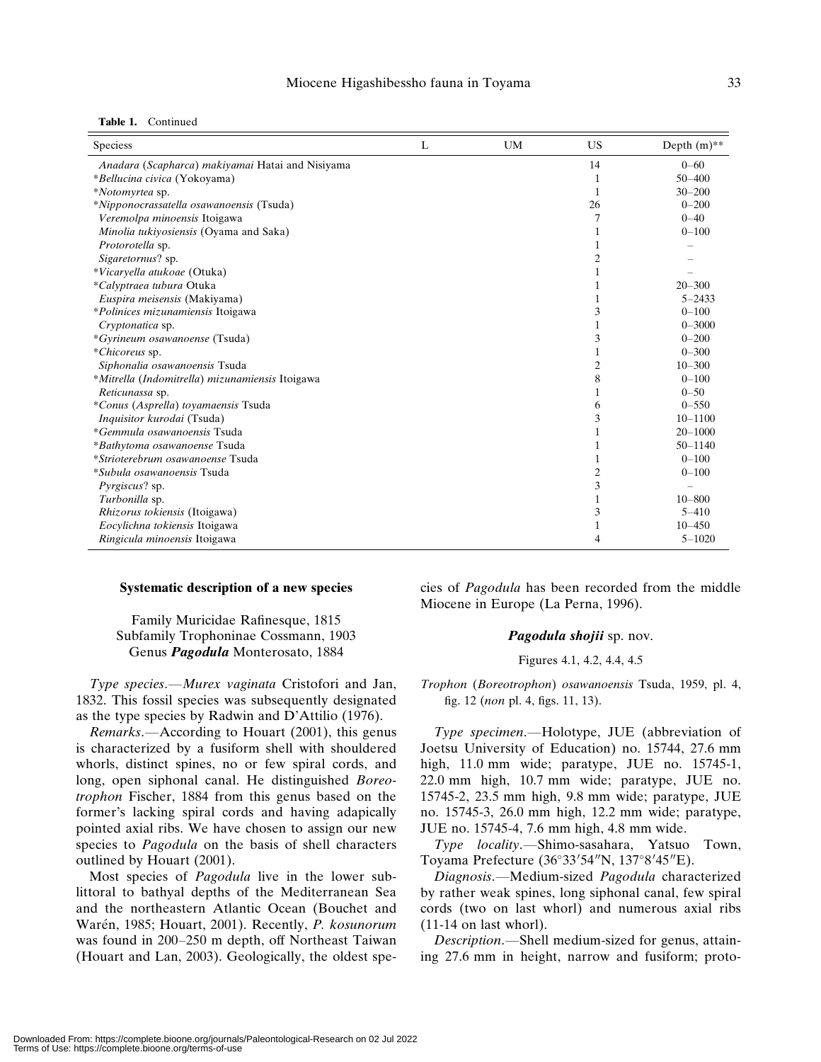**Table 1.** Continued

| Speciess | L | UM | US | Depth (m)** |
|---|---|---|---|---|
| *Anadara* (*Scapharca*) *makiyamai* Hatai and Nisiyama | | | 14 | 0–60 |
| **Bellucina civica* (Yokoyama) | | | 1 | 50–400 |
| **Notomyrtea* sp. | | | 1 | 30–200 |
| **Nipponocrassatella osawanoensis* (Tsuda) | | | 26 | 0–200 |
| *Veremolpa minoensis* Itoigawa | | | 7 | 0–40 |
| *Minolia tukiyosiensis* (Oyama and Saka) | | | 1 | 0–100 |
| *Protorotella* sp. | | | 1 | – |
| *Sigaretornus*? sp. | | | 2 | – |
| **Vicaryella atukoae* (Otuka) | | | 1 | – |
| **Calyptraea tubura* Otuka | | | 1 | 20–300 |
| *Euspira meisensis* (Makiyama) | | | 1 | 5–2433 |
| **Polinices mizunamiensis* Itoigawa | | | 3 | 0–100 |
| *Cryptonatica* sp. | | | 1 | 0–3000 |
| **Gyrineum osawanoense* (Tsuda) | | | 3 | 0–200 |
| **Chicoreus* sp. | | | 1 | 0–300 |
| *Siphonalia osawanoensis* Tsuda | | | 2 | 10–300 |
| **Mitrella* (*Indomitrella*) *mizunamiensis* Itoigawa | | | 8 | 0–100 |
| *Reticunassa* sp. | | | 1 | 0–50 |
| **Conus* (*Asprella*) *toyamaensis* Tsuda | | | 6 | 0–550 |
| *Inquisitor kurodai* (Tsuda) | | | 3 | 10–1100 |
| **Gemmula osawanoensis* Tsuda | | | 1 | 20–1000 |
| **Bathytoma osawanoense* Tsuda | | | 1 | 50–1140 |
| **Strioterebrum osawanoense* Tsuda | | | 1 | 0–100 |
| **Subula osawanoensis* Tsuda | | | 2 | 0–100 |
| *Pyrgiscus*? sp. | | | 3 | – |
| *Turbonilla* sp. | | | 1 | 10–800 |
| *Rhizorus tokiensis* (Itoigawa) | | | 3 | 5–410 |
| *Eocylichna tokiensis* Itoigawa | | | 1 | 10–450 |
| *Ringicula minoensis* Itoigawa | | | 4 | 5–1020 |

## Systematic description of a new species

Family Muricidae Rafinesque, 1815
Subfamily Trophoninae Cossmann, 1903
Genus ***Pagodula*** Monterosato, 1884

*Type species*.—*Murex vaginata* Cristofori and Jan, 1832. This fossil species was subsequently designated as the type species by Radwin and D'Attilio (1976).

*Remarks*.—According to Houart (2001), this genus is characterized by a fusiform shell with shouldered whorls, distinct spines, no or few spiral cords, and long, open siphonal canal. He distinguished *Boreotrophon* Fischer, 1884 from this genus based on the former's lacking spiral cords and having adapically pointed axial ribs. We have chosen to assign our new species to *Pagodula* on the basis of shell characters outlined by Houart (2001).

Most species of *Pagodula* live in the lower sublittoral to bathyal depths of the Mediterranean Sea and the northeastern Atlantic Ocean (Bouchet and Warén, 1985; Houart, 2001). Recently, *P. kosunorum* was found in 200–250 m depth, off Northeast Taiwan (Houart and Lan, 2003). Geologically, the oldest species of *Pagodula* has been recorded from the middle Miocene in Europe (La Perna, 1996).

### ***Pagodula shojii*** sp. nov.

Figures 4.1, 4.2, 4.4, 4.5

*Trophon* (*Boreotrophon*) *osawanoensis* Tsuda, 1959, pl. 4, fig. 12 (*non* pl. 4, figs. 11, 13).

*Type specimen*.—Holotype, JUE (abbreviation of Joetsu University of Education) no. 15744, 27.6 mm high, 11.0 mm wide; paratype, JUE no. 15745-1, 22.0 mm high, 10.7 mm wide; paratype, JUE no. 15745-2, 23.5 mm high, 9.8 mm wide; paratype, JUE no. 15745-3, 26.0 mm high, 12.2 mm wide; paratype, JUE no. 15745-4, 7.6 mm high, 4.8 mm wide.

*Type locality*.—Shimo-sasahara, Yatsuo Town, Toyama Prefecture (36°33′54″N, 137°8′45″E).

*Diagnosis*.—Medium-sized *Pagodula* characterized by rather weak spines, long siphonal canal, few spiral cords (two on last whorl) and numerous axial ribs (11-14 on last whorl).

*Description*.—Shell medium-sized for genus, attaining 27.6 mm in height, narrow and fusiform; proto-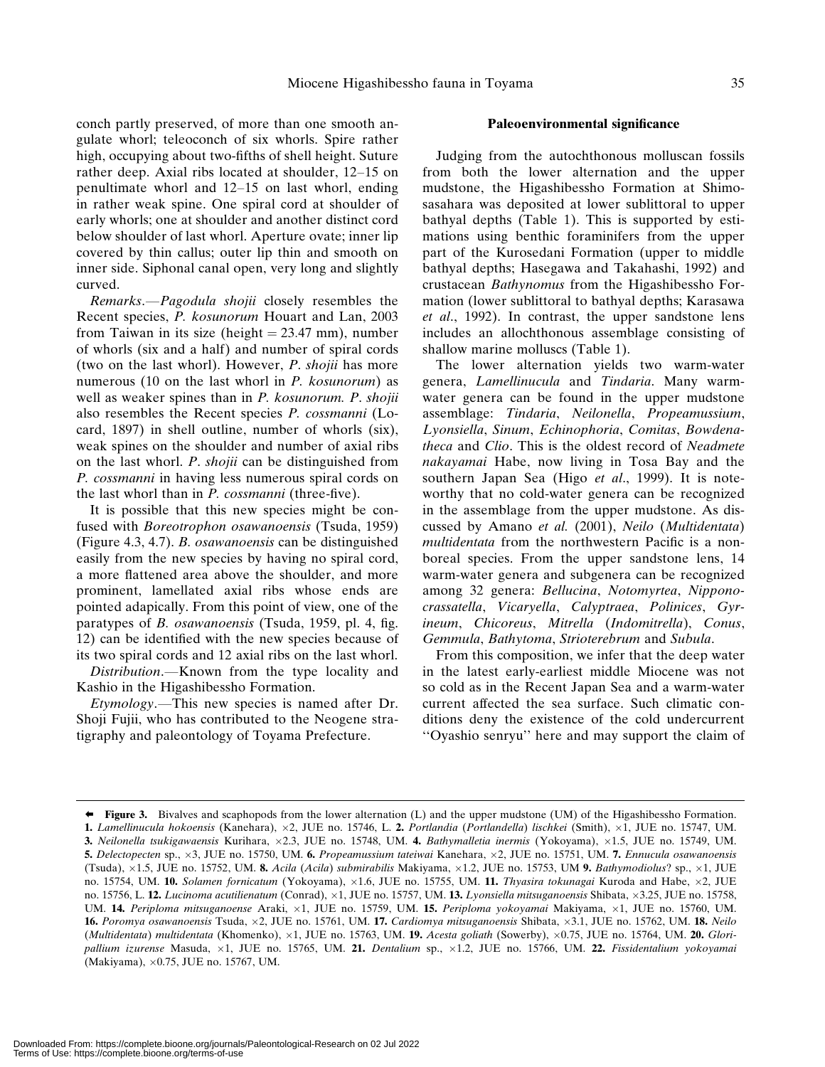conch partly preserved, of more than one smooth angulate whorl; teleoconch of six whorls. Spire rather high, occupying about two-fifths of shell height. Suture rather deep. Axial ribs located at shoulder, 12–15 on penultimate whorl and 12–15 on last whorl, ending in rather weak spine. One spiral cord at shoulder of early whorls; one at shoulder and another distinct cord below shoulder of last whorl. Aperture ovate; inner lip covered by thin callus; outer lip thin and smooth on inner side. Siphonal canal open, very long and slightly curved.

*Remarks*.—*Pagodula shojii* closely resembles the Recent species, *P. kosunorum* Houart and Lan, 2003 from Taiwan in its size (height = 23.47 mm), number of whorls (six and a half) and number of spiral cords (two on the last whorl). However, *P. shojii* has more numerous (10 on the last whorl in *P. kosunorum*) as well as weaker spines than in *P. kosunorum. P. shojii* also resembles the Recent species *P. cossmanni* (Locard, 1897) in shell outline, number of whorls (six), weak spines on the shoulder and number of axial ribs on the last whorl. *P. shojii* can be distinguished from *P. cossmanni* in having less numerous spiral cords on the last whorl than in *P. cossmanni* (three-five).

It is possible that this new species might be confused with *Boreotrophon osawanoensis* (Tsuda, 1959) (Figure 4.3, 4.7). *B. osawanoensis* can be distinguished easily from the new species by having no spiral cord, a more flattened area above the shoulder, and more prominent, lamellated axial ribs whose ends are pointed adapically. From this point of view, one of the paratypes of *B. osawanoensis* (Tsuda, 1959, pl. 4, fig. 12) can be identified with the new species because of its two spiral cords and 12 axial ribs on the last whorl.

*Distribution*.—Known from the type locality and Kashio in the Higashibessho Formation.

*Etymology*.—This new species is named after Dr. Shoji Fujii, who has contributed to the Neogene stratigraphy and paleontology of Toyama Prefecture.

## Paleoenvironmental significance

Judging from the autochthonous molluscan fossils from both the lower alternation and the upper mudstone, the Higashibessho Formation at Shimosasahara was deposited at lower sublittoral to upper bathyal depths (Table 1). This is supported by estimations using benthic foraminifers from the upper part of the Kurosedani Formation (upper to middle bathyal depths; Hasegawa and Takahashi, 1992) and crustacean *Bathynomus* from the Higashibessho Formation (lower sublittoral to bathyal depths; Karasawa *et al*., 1992). In contrast, the upper sandstone lens includes an allochthonous assemblage consisting of shallow marine molluscs (Table 1).

The lower alternation yields two warm-water genera, *Lamellinucula* and *Tindaria*. Many warm-water genera can be found in the upper mudstone assemblage: *Tindaria*, *Neilonella*, *Propeamussium*, *Lyonsiella*, *Sinum*, *Echinophoria*, *Comitas*, *Bowdenatheca* and *Clio*. This is the oldest record of *Neadmete nakayamai* Habe, now living in Tosa Bay and the southern Japan Sea (Higo *et al*., 1999). It is noteworthy that no cold-water genera can be recognized in the assemblage from the upper mudstone. As discussed by Amano *et al.* (2001), *Neilo* (*Multidentata*) *multidentata* from the northwestern Pacific is a non-boreal species. From the upper sandstone lens, 14 warm-water genera and subgenera can be recognized among 32 genera: *Bellucina*, *Notomyrtea*, *Nipponocrassatella*, *Vicaryella*, *Calyptraea*, *Polinices*, *Gyrineum*, *Chicoreus*, *Mitrella* (*Indomitrella*), *Conus*, *Gemmula*, *Bathytoma*, *Strioterebrum* and *Subula*.

From this composition, we infer that the deep water in the latest early-earliest middle Miocene was not so cold as in the Recent Japan Sea and a warm-water current affected the sea surface. Such climatic conditions deny the existence of the cold undercurrent "Oyashio senryu" here and may support the claim of

← **Figure 3.** Bivalves and scaphopods from the lower alternation (L) and the upper mudstone (UM) of the Higashibessho Formation. **1.** *Lamellinucula hokoensis* (Kanehara), ×2, JUE no. 15746, L. **2.** *Portlandia* (*Portlandella*) *lischkei* (Smith), ×1, JUE no. 15747, UM. **3.** *Neilonella tsukigawaensis* Kurihara, ×2.3, JUE no. 15748, UM. **4.** *Bathymalletia inermis* (Yokoyama), ×1.5, JUE no. 15749, UM. **5.** *Delectopecten* sp., ×3, JUE no. 15750, UM. **6.** *Propeamussium tateiwai* Kanehara, ×2, JUE no. 15751, UM. **7.** *Ennucula osawanoensis* (Tsuda), ×1.5, JUE no. 15752, UM. **8.** *Acila* (*Acila*) *submirabilis* Makiyama, ×1.2, JUE no. 15753, UM **9.** *Bathymodiolus*? sp., ×1, JUE no. 15754, UM. **10.** *Solamen fornicatum* (Yokoyama), ×1.6, JUE no. 15755, UM. **11.** *Thyasira tokunagai* Kuroda and Habe, ×2, JUE no. 15756, L. **12.** *Lucinoma acutilienatum* (Conrad), ×1, JUE no. 15757, UM. **13.** *Lyonsiella mitsuganoensis* Shibata, ×3.25, JUE no. 15758, UM. **14.** *Periploma mitsuganoense* Araki, ×1, JUE no. 15759, UM. **15.** *Periploma yokoyamai* Makiyama, ×1, JUE no. 15760, UM. **16.** *Poromya osawanoensis* Tsuda, ×2, JUE no. 15761, UM. **17.** *Cardiomya mitsuganoensis* Shibata, ×3.1, JUE no. 15762, UM. **18.** *Neilo* (*Multidentata*) *multidentata* (Khomenko), ×1, JUE no. 15763, UM. **19.** *Acesta goliath* (Sowerby), ×0.75, JUE no. 15764, UM. **20.** *Gloripallium izurense* Masuda, ×1, JUE no. 15765, UM. **21.** *Dentalium* sp., ×1.2, JUE no. 15766, UM. **22.** *Fissidentalium yokoyamai* (Makiyama), ×0.75, JUE no. 15767, UM.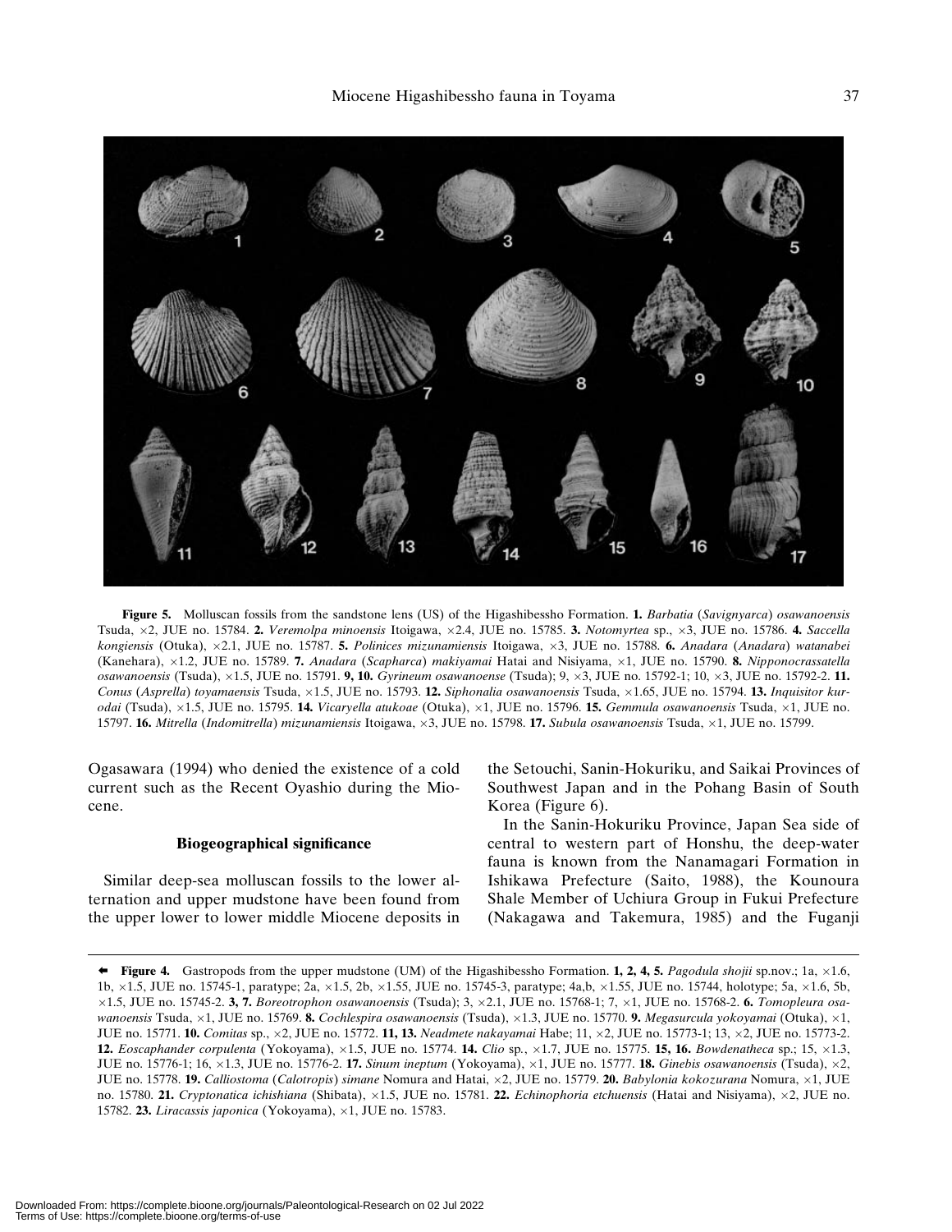**Figure 5.** Molluscan fossils from the sandstone lens (US) of the Higashibessho Formation. **1.** *Barbatia* (*Savignyarca*) *osawanoensis* Tsuda, ×2, JUE no. 15784. **2.** *Veremolpa minoensis* Itoigawa, ×2.4, JUE no. 15785. **3.** *Notomyrtea* sp., ×3, JUE no. 15786. **4.** *Saccella kongiensis* (Otuka), ×2.1, JUE no. 15787. **5.** *Polinices mizunamiensis* Itoigawa, ×3, JUE no. 15788. **6.** *Anadara* (*Anadara*) *watanabei* (Kanehara), ×1.2, JUE no. 15789. **7.** *Anadara* (*Scapharca*) *makiyamai* Hatai and Nisiyama, ×1, JUE no. 15790. **8.** *Nipponocrassatella osawanoensis* (Tsuda), ×1.5, JUE no. 15791. **9, 10.** *Gyrineum osawanoense* (Tsuda); 9, ×3, JUE no. 15792-1; 10, ×3, JUE no. 15792-2. **11.** *Conus* (*Asprella*) *toyamaensis* Tsuda, ×1.5, JUE no. 15793. **12.** *Siphonalia osawanoensis* Tsuda, ×1.65, JUE no. 15794. **13.** *Inquisitor kurodai* (Tsuda), ×1.5, JUE no. 15795. **14.** *Vicaryella atukoae* (Otuka), ×1, JUE no. 15796. **15.** *Gemmula osawanoensis* Tsuda, ×1, JUE no. 15797. **16.** *Mitrella* (*Indomitrella*) *mizunamiensis* Itoigawa, ×3, JUE no. 15798. **17.** *Subula osawanoensis* Tsuda, ×1, JUE no. 15799.

Ogasawara (1994) who denied the existence of a cold current such as the Recent Oyashio during the Miocene.

### Biogeographical significance

Similar deep-sea molluscan fossils to the lower alternation and upper mudstone have been found from the upper lower to lower middle Miocene deposits in the Setouchi, Sanin-Hokuriku, and Saikai Provinces of Southwest Japan and in the Pohang Basin of South Korea (Figure 6).

In the Sanin-Hokuriku Province, Japan Sea side of central to western part of Honshu, the deep-water fauna is known from the Nanamagari Formation in Ishikawa Prefecture (Saito, 1988), the Kounoura Shale Member of Uchiura Group in Fukui Prefecture (Nakagawa and Takemura, 1985) and the Fuganji

← **Figure 4.** Gastropods from the upper mudstone (UM) of the Higashibessho Formation. **1, 2, 4, 5.** *Pagodula shojii* sp.nov.; 1a, ×1.6, 1b, ×1.5, JUE no. 15745-1, paratype; 2a, ×1.5, 2b, ×1.55, JUE no. 15745-3, paratype; 4a,b, ×1.55, JUE no. 15744, holotype; 5a, ×1.6, 5b, ×1.5, JUE no. 15745-2. **3, 7.** *Boreotrophon osawanoensis* (Tsuda); 3, ×2.1, JUE no. 15768-1; 7, ×1, JUE no. 15768-2. **6.** *Tomopleura osawanoensis* Tsuda, ×1, JUE no. 15769. **8.** *Cochlespira osawanoensis* (Tsuda), ×1.3, JUE no. 15770. **9.** *Megasurcula yokoyamai* (Otuka), ×1, JUE no. 15771. **10.** *Comitas* sp., ×2, JUE no. 15772. **11, 13.** *Neadmete nakayamai* Habe; 11, ×2, JUE no. 15773-1; 13, ×2, JUE no. 15773-2. **12.** *Eoscaphander corpulenta* (Yokoyama), ×1.5, JUE no. 15774. **14.** *Clio* sp., ×1.7, JUE no. 15775. **15, 16.** *Bowdenatheca* sp.; 15, ×1.3, JUE no. 15776-1; 16, ×1.3, JUE no. 15776-2. **17.** *Sinum ineptum* (Yokoyama), ×1, JUE no. 15777. **18.** *Ginebis osawanoensis* (Tsuda), ×2, JUE no. 15778. **19.** *Calliostoma* (*Calotropis*) *simane* Nomura and Hatai, ×2, JUE no. 15779. **20.** *Babylonia kokozurana* Nomura, ×1, JUE no. 15780. **21.** *Cryptonatica ichishiana* (Shibata), ×1.5, JUE no. 15781. **22.** *Echinophoria etchuensis* (Hatai and Nisiyama), ×2, JUE no. 15782. **23.** *Liracassis japonica* (Yokoyama), ×1, JUE no. 15783.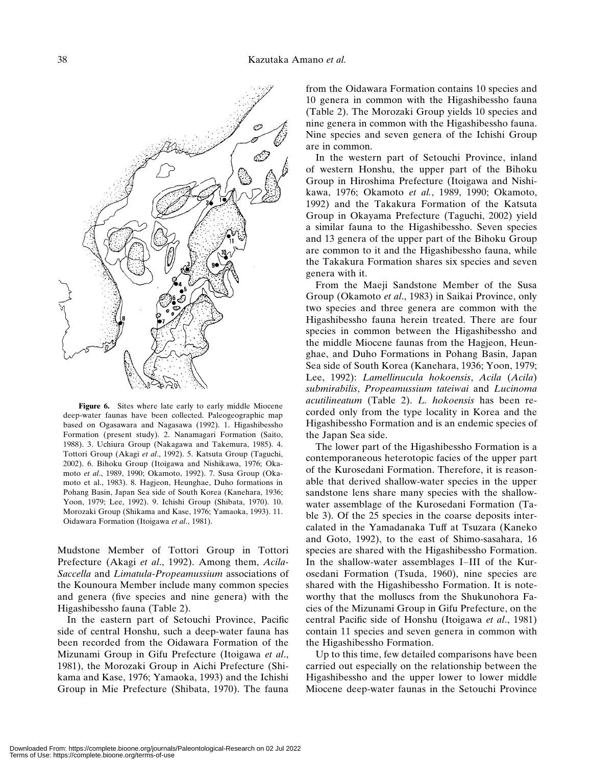Figure 6. Sites where late early to early middle Miocene deep-water faunas have been collected. Paleogeographic map based on Ogasawara and Nagasawa (1992). 1. Higashibessho Formation (present study). 2. Nanamagari Formation (Saito, 1988). 3. Uchiura Group (Nakagawa and Takemura, 1985). 4. Tottori Group (Akagi *et al*., 1992). 5. Katsuta Group (Taguchi, 2002). 6. Bihoku Group (Itoigawa and Nishikawa, 1976; Okamoto *et al*., 1989, 1990; Okamoto, 1992). 7. Susa Group (Okamoto et al., 1983). 8. Hagjeon, Heunghae, Duho formations in Pohang Basin, Japan Sea side of South Korea (Kanehara, 1936; Yoon, 1979; Lee, 1992). 9. Ichishi Group (Shibata, 1970). 10. Morozaki Group (Shikama and Kase, 1976; Yamaoka, 1993). 11. Oidawara Formation (Itoigawa *et al*., 1981).

Mudstone Member of Tottori Group in Tottori Prefecture (Akagi *et al*., 1992). Among them, *Acila-Saccella* and *Limatula-Propeamussium* associations of the Kounoura Member include many common species and genera (five species and nine genera) with the Higashibessho fauna (Table 2).

In the eastern part of Setouchi Province, Pacific side of central Honshu, such a deep-water fauna has been recorded from the Oidawara Formation of the Mizunami Group in Gifu Prefecture (Itoigawa *et al*., 1981), the Morozaki Group in Aichi Prefecture (Shikama and Kase, 1976; Yamaoka, 1993) and the Ichishi Group in Mie Prefecture (Shibata, 1970). The fauna from the Oidawara Formation contains 10 species and 10 genera in common with the Higashibessho fauna (Table 2). The Morozaki Group yields 10 species and nine genera in common with the Higashibessho fauna. Nine species and seven genera of the Ichishi Group are in common.

In the western part of Setouchi Province, inland of western Honshu, the upper part of the Bihoku Group in Hiroshima Prefecture (Itoigawa and Nishikawa, 1976; Okamoto *et al.*, 1989, 1990; Okamoto, 1992) and the Takakura Formation of the Katsuta Group in Okayama Prefecture (Taguchi, 2002) yield a similar fauna to the Higashibessho. Seven species and 13 genera of the upper part of the Bihoku Group are common to it and the Higashibessho fauna, while the Takakura Formation shares six species and seven genera with it.

From the Maeji Sandstone Member of the Susa Group (Okamoto *et al*., 1983) in Saikai Province, only two species and three genera are common with the Higashibessho fauna herein treated. There are four species in common between the Higashibessho and the middle Miocene faunas from the Hagjeon, Heunghae, and Duho Formations in Pohang Basin, Japan Sea side of South Korea (Kanehara, 1936; Yoon, 1979; Lee, 1992): *Lamellinucula hokoensis*, *Acila* (*Acila*) *submirabilis*, *Propeamussium tateiwai* and *Lucinoma acutilineatum* (Table 2). *L. hokoensis* has been recorded only from the type locality in Korea and the Higashibessho Formation and is an endemic species of the Japan Sea side.

The lower part of the Higashibessho Formation is a contemporaneous heterotopic facies of the upper part of the Kurosedani Formation. Therefore, it is reasonable that derived shallow-water species in the upper sandstone lens share many species with the shallow-water assemblage of the Kurosedani Formation (Table 3). Of the 25 species in the coarse deposits intercalated in the Yamadanaka Tuff at Tsuzara (Kaneko and Goto, 1992), to the east of Shimo-sasahara, 16 species are shared with the Higashibessho Formation. In the shallow-water assemblages I–III of the Kurosedani Formation (Tsuda, 1960), nine species are shared with the Higashibessho Formation. It is noteworthy that the molluscs from the Shukunohora Facies of the Mizunami Group in Gifu Prefecture, on the central Pacific side of Honshu (Itoigawa *et al*., 1981) contain 11 species and seven genera in common with the Higashibessho Formation.

Up to this time, few detailed comparisons have been carried out especially on the relationship between the Higashibessho and the upper lower to lower middle Miocene deep-water faunas in the Setouchi Province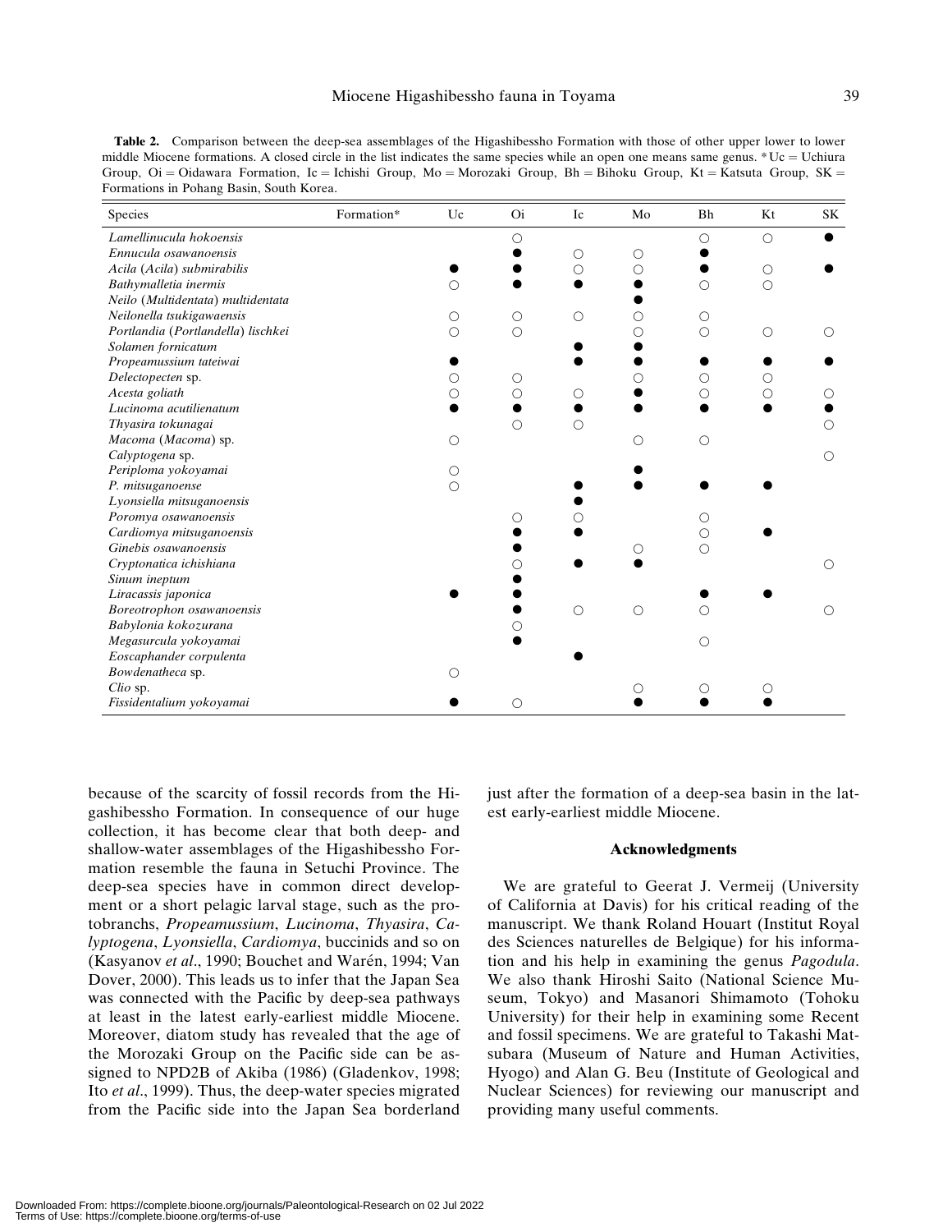**Table 2.** Comparison between the deep-sea assemblages of the Higashibessho Formation with those of other upper lower to lower middle Miocene formations. A closed circle in the list indicates the same species while an open one means same genus. *Uc = Uchiura Group, Oi = Oidawara Formation, Ic = Ichishi Group, Mo = Morozaki Group, Bh = Bihoku Group, Kt = Katsuta Group, SK = Formations in Pohang Basin, South Korea.

| Species | Formation* | Uc | Oi | Ic | Mo | Bh | Kt | SK |
|---|---|---|---|---|---|---|---|---|
| *Lamellinucula hokoensis* | | | ○ | | | ○ | ○ | ● |
| *Ennucula osawanoensis* | | | ● | ○ | ○ | ● | | |
| *Acila* (*Acila*) *submirabilis* | | ● | ● | ○ | ○ | ● | ○ | ● |
| *Bathymalletia inermis* | | ○ | ● | ● | ● | ○ | ○ | |
| *Neilo* (*Multidentata*) *multidentata* | | | | | ● | | | |
| *Neilonella tsukigawaensis* | | ○ | ○ | ○ | ○ | ○ | | |
| *Portlandia* (*Portlandella*) *lischkei* | | ○ | ○ | | ○ | ○ | ○ | ○ |
| *Solamen fornicatum* | | | | ● | ● | | | |
| *Propeamussium tateiwai* | | ● | | ● | ● | ● | ● | ● |
| *Delectopecten* sp. | | ○ | ○ | | ○ | ○ | ○ | |
| *Acesta goliath* | | ○ | ○ | ○ | ● | ○ | ○ | ○ |
| *Lucinoma acutilienatum* | | ● | ● | ● | ● | ● | ● | ● |
| *Thyasira tokunagai* | | | ○ | ○ | | | | ○ |
| *Macoma* (*Macoma*) sp. | | ○ | | | ○ | ○ | | |
| *Calyptogena* sp. | | | | | | | | ○ |
| *Periploma yokoyamai* | | ○ | | | ● | | | |
| *P. mitsuganoense* | | ○ | | ● | ● | ● | ● | |
| *Lyonsiella mitsuganoensis* | | | | ● | | | | |
| *Poromya osawanoensis* | | | ○ | ○ | | ○ | | |
| *Cardiomya mitsuganoensis* | | | ● | ● | | ○ | ● | |
| *Ginebis osawanoensis* | | | ● | | ○ | ○ | | |
| *Cryptonatica ichishiana* | | | ○ | ● | ● | | | ○ |
| *Sinum ineptum* | | | ● | | | | | |
| *Liracassis japonica* | | ● | ● | | | ● | ● | |
| *Boreotrophon osawanoensis* | | | ● | ○ | ○ | ○ | | ○ |
| *Babylonia kokozurana* | | | ○ | | | | | |
| *Megasurcula yokoyamai* | | | ● | | | ○ | | |
| *Eoscaphander corpulenta* | | | | ● | | | | |
| *Bowdenatheca* sp. | | ○ | | | | | | |
| *Clio* sp. | | | | | ○ | ○ | ○ | |
| *Fissidentalium yokoyamai* | | ● | ○ | | ● | ● | ● | |

because of the scarcity of fossil records from the Higashibessho Formation. In consequence of our huge collection, it has become clear that both deep- and shallow-water assemblages of the Higashibessho Formation resemble the fauna in Setuchi Province. The deep-sea species have in common direct development or a short pelagic larval stage, such as the protobranchs, *Propeamussium*, *Lucinoma*, *Thyasira*, *Calyptogena*, *Lyonsiella*, *Cardiomya*, buccinids and so on (Kasyanov *et al*., 1990; Bouchet and Warén, 1994; Van Dover, 2000). This leads us to infer that the Japan Sea was connected with the Pacific by deep-sea pathways at least in the latest early-earliest middle Miocene. Moreover, diatom study has revealed that the age of the Morozaki Group on the Pacific side can be assigned to NPD2B of Akiba (1986) (Gladenkov, 1998; Ito *et al*., 1999). Thus, the deep-water species migrated from the Pacific side into the Japan Sea borderland just after the formation of a deep-sea basin in the latest early-earliest middle Miocene.

## Acknowledgments

We are grateful to Geerat J. Vermeij (University of California at Davis) for his critical reading of the manuscript. We thank Roland Houart (Institut Royal des Sciences naturelles de Belgique) for his information and his help in examining the genus *Pagodula*. We also thank Hiroshi Saito (National Science Museum, Tokyo) and Masanori Shimamoto (Tohoku University) for their help in examining some Recent and fossil specimens. We are grateful to Takashi Matsubara (Museum of Nature and Human Activities, Hyogo) and Alan G. Beu (Institute of Geological and Nuclear Sciences) for reviewing our manuscript and providing many useful comments.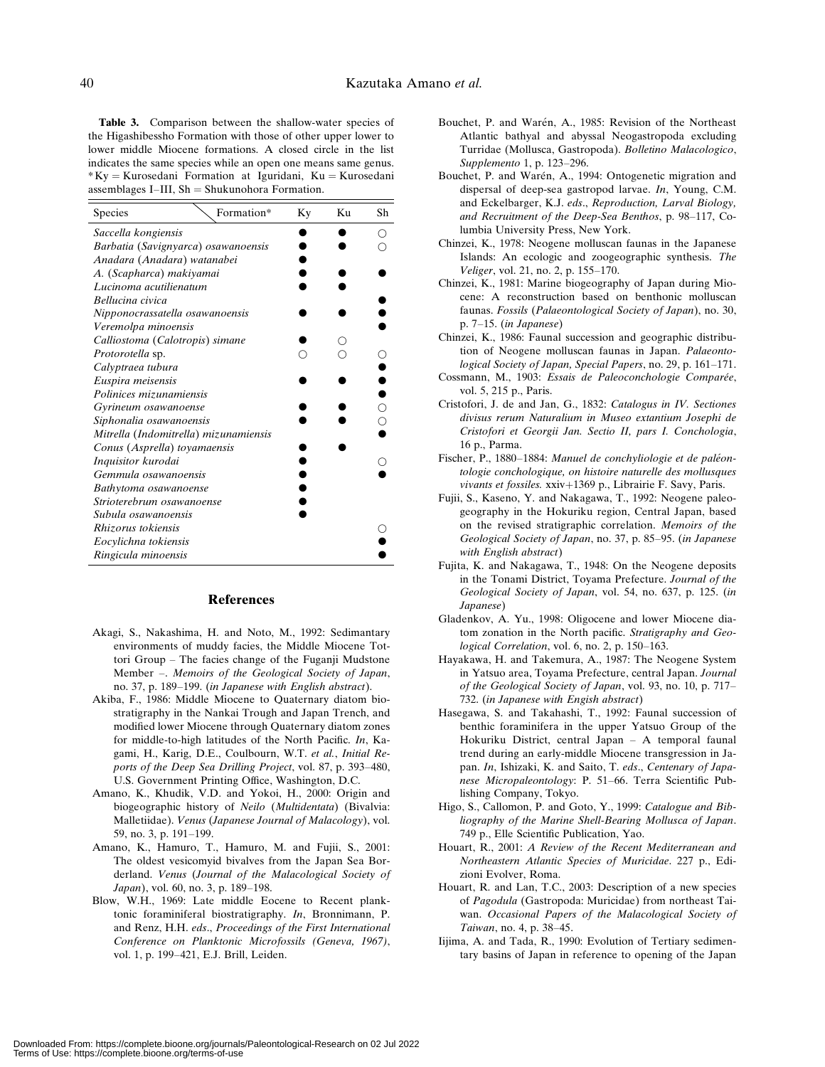**Table 3.** Comparison between the shallow-water species of the Higashibessho Formation with those of other upper lower to lower middle Miocene formations. A closed circle in the list indicates the same species while an open one means same genus. *Ky = Kurosedani Formation at Iguridani, Ku = Kurosedani assemblages I–III, Sh = Shukunohora Formation.

| Species / Formation* | Ky | Ku | Sh |
|---|---|---|---|
| *Saccella kongiensis* | ● | ● | ○ |
| *Barbatia* (*Savignyarca*) *osawanoensis* | ● | ● | ○ |
| *Anadara* (*Anadara*) *watanabei* | ● | | |
| *A.* (*Scapharca*) *makiyamai* | ● | ● | ● |
| *Lucinoma acutilienatum* | ● | ● | |
| *Bellucina civica* | | | ● |
| *Nipponocrassatella osawanoensis* | ● | ● | ● |
| *Veremolpa minoensis* | | | ● |
| *Calliostoma* (*Calotropis*) *simane* | ● | ○ | |
| *Protorotella* sp. | ○ | ○ | ○ |
| *Calyptraea tubura* | | | ● |
| *Euspira meisensis* | ● | ● | ● |
| *Polinices mizunamiensis* | | | ● |
| *Gyrineum osawanoense* | ● | ● | ○ |
| *Siphonalia osawanoensis* | ● | ● | ○ |
| *Mitrella* (*Indomitrella*) *mizunamiensis* | | | ● |
| *Conus* (*Asprella*) *toyamaensis* | ● | ● | |
| *Inquisitor kurodai* | ● | | ○ |
| *Gemmula osawanoensis* | ● | | ● |
| *Bathytoma osawanoense* | ● | | |
| *Strioterebrum osawanoense* | ● | | |
| *Subula osawanoensis* | ● | | |
| *Rhizorus tokiensis* | | | ○ |
| *Eocylichna tokiensis* | | | ● |
| *Ringicula minoensis* | | | ● |

## References

Akagi, S., Nakashima, H. and Noto, M., 1992: Sedimantary environments of muddy facies, the Middle Miocene Tottori Group – The facies change of the Fuganji Mudstone Member –. *Memoirs of the Geological Society of Japan*, no. 37, p. 189–199. (*in Japanese with English abstract*).

Akiba, F., 1986: Middle Miocene to Quaternary diatom biostratigraphy in the Nankai Trough and Japan Trench, and modified lower Miocene through Quaternary diatom zones for middle-to-high latitudes of the North Pacific. *In*, Kagami, H., Karig, D.E., Coulbourn, W.T. *et al.*, *Initial Reports of the Deep Sea Drilling Project*, vol. 87, p. 393–480, U.S. Government Printing Office, Washington, D.C.

Amano, K., Khudik, V.D. and Yokoi, H., 2000: Origin and biogeographic history of *Neilo* (*Multidentata*) (Bivalvia: Malletiidae). *Venus* (*Japanese Journal of Malacology*), vol. 59, no. 3, p. 191–199.

Amano, K., Hamuro, T., Hamuro, M. and Fujii, S., 2001: The oldest vesicomyid bivalves from the Japan Sea Borderland. *Venus* (*Journal of the Malacological Society of Japan*), vol. 60, no. 3, p. 189–198.

Blow, W.H., 1969: Late middle Eocene to Recent planktonic foraminiferal biostratigraphy. *In*, Bronnimann, P. and Renz, H.H. *eds*., *Proceedings of the First International Conference on Planktonic Microfossils (Geneva, 1967)*, vol. 1, p. 199–421, E.J. Brill, Leiden.

Bouchet, P. and Warén, A., 1985: Revision of the Northeast Atlantic bathyal and abyssal Neogastropoda excluding Turridae (Mollusca, Gastropoda). *Bolletino Malacologico*, *Supplemento* 1, p. 123–296.

Bouchet, P. and Warén, A., 1994: Ontogenetic migration and dispersal of deep-sea gastropod larvae. *In*, Young, C.M. and Eckelbarger, K.J. *eds*., *Reproduction, Larval Biology, and Recruitment of the Deep-Sea Benthos*, p. 98–117, Columbia University Press, New York.

Chinzei, K., 1978: Neogene molluscan faunas in the Japanese Islands: An ecologic and zoogeographic synthesis. *The Veliger*, vol. 21, no. 2, p. 155–170.

Chinzei, K., 1981: Marine biogeography of Japan during Miocene: A reconstruction based on benthonic molluscan faunas. *Fossils* (*Palaeontological Society of Japan*), no. 30, p. 7–15. (*in Japanese*)

Chinzei, K., 1986: Faunal succession and geographic distribution of Neogene molluscan faunas in Japan. *Palaeontological Society of Japan, Special Papers*, no. 29, p. 161–171.

Cossmann, M., 1903: *Essais de Paleoconchologie Comparée*, vol. 5, 215 p., Paris.

Cristofori, J. de and Jan, G., 1832: *Catalogus in IV. Sectiones divisus rerum Naturalium in Museo extantium Josephi de Cristofori et Georgii Jan. Sectio II, pars I. Conchologia*, 16 p., Parma.

Fischer, P., 1880–1884: *Manuel de conchyliologie et de paléontologie conchologique, on histoire naturelle des mollusques vivants et fossiles.* xxiv+1369 p., Librairie F. Savy, Paris.

Fujii, S., Kaseno, Y. and Nakagawa, T., 1992: Neogene paleogeography in the Hokuriku region, Central Japan, based on the revised stratigraphic correlation. *Memoirs of the Geological Society of Japan*, no. 37, p. 85–95. (*in Japanese with English abstract*)

Fujita, K. and Nakagawa, T., 1948: On the Neogene deposits in the Tonami District, Toyama Prefecture. *Journal of the Geological Society of Japan*, vol. 54, no. 637, p. 125. (*in Japanese*)

Gladenkov, A. Yu., 1998: Oligocene and lower Miocene diatom zonation in the North pacific. *Stratigraphy and Geological Correlation*, vol. 6, no. 2, p. 150–163.

Hayakawa, H. and Takemura, A., 1987: The Neogene System in Yatsuo area, Toyama Prefecture, central Japan. *Journal of the Geological Society of Japan*, vol. 93, no. 10, p. 717–732. (*in Japanese with Engish abstract*)

Hasegawa, S. and Takahashi, T., 1992: Faunal succession of benthic foraminifera in the upper Yatsuo Group of the Hokuriku District, central Japan – A temporal faunal trend during an early-middle Miocene transgression in Japan. *In*, Ishizaki, K. and Saito, T. *eds*., *Centenary of Japanese Micropaleontology*: P. 51–66. Terra Scientific Publishing Company, Tokyo.

Higo, S., Callomon, P. and Goto, Y., 1999: *Catalogue and Bibliography of the Marine Shell-Bearing Mollusca of Japan*. 749 p., Elle Scientific Publication, Yao.

Houart, R., 2001: *A Review of the Recent Mediterranean and Northeastern Atlantic Species of Muricidae*. 227 p., Edizioni Evolver, Roma.

Houart, R. and Lan, T.C., 2003: Description of a new species of *Pagodula* (Gastropoda: Muricidae) from northeast Taiwan. *Occasional Papers of the Malacological Society of Taiwan*, no. 4, p. 38–45.

Iijima, A. and Tada, R., 1990: Evolution of Tertiary sedimentary basins of Japan in reference to opening of the Japan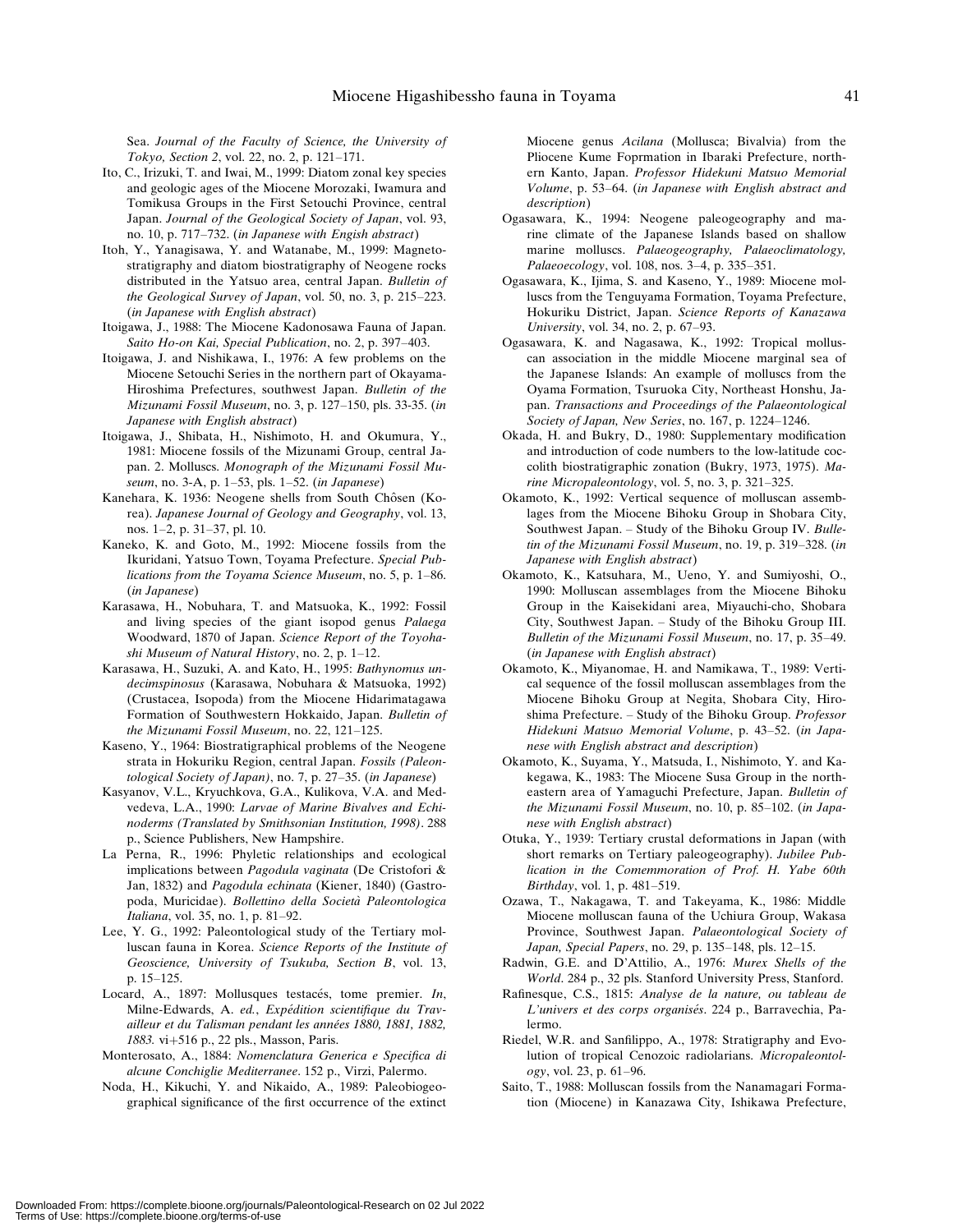Sea. *Journal of the Faculty of Science, the University of Tokyo, Section 2*, vol. 22, no. 2, p. 121–171.

Ito, C., Irizuki, T. and Iwai, M., 1999: Diatom zonal key species and geologic ages of the Miocene Morozaki, Iwamura and Tomikusa Groups in the First Setouchi Province, central Japan. *Journal of the Geological Society of Japan*, vol. 93, no. 10, p. 717–732. (*in Japanese with Engish abstract*)

Itoh, Y., Yanagisawa, Y. and Watanabe, M., 1999: Magnetostratigraphy and diatom biostratigraphy of Neogene rocks distributed in the Yatsuo area, central Japan. *Bulletin of the Geological Survey of Japan*, vol. 50, no. 3, p. 215–223. (*in Japanese with English abstract*)

Itoigawa, J., 1988: The Miocene Kadonosawa Fauna of Japan. *Saito Ho-on Kai, Special Publication*, no. 2, p. 397–403.

Itoigawa, J. and Nishikawa, I., 1976: A few problems on the Miocene Setouchi Series in the northern part of Okayama-Hiroshima Prefectures, southwest Japan. *Bulletin of the Mizunami Fossil Museum*, no. 3, p. 127–150, pls. 33-35. (*in Japanese with English abstract*)

Itoigawa, J., Shibata, H., Nishimoto, H. and Okumura, Y., 1981: Miocene fossils of the Mizunami Group, central Japan. 2. Molluscs. *Monograph of the Mizunami Fossil Museum*, no. 3-A, p. 1–53, pls. 1–52. (*in Japanese*)

Kanehara, K. 1936: Neogene shells from South Chôsen (Korea). *Japanese Journal of Geology and Geography*, vol. 13, nos. 1–2, p. 31–37, pl. 10.

Kaneko, K. and Goto, M., 1992: Miocene fossils from the Ikuridani, Yatsuo Town, Toyama Prefecture. *Special Publications from the Toyama Science Museum*, no. 5, p. 1–86. (*in Japanese*)

Karasawa, H., Nobuhara, T. and Matsuoka, K., 1992: Fossil and living species of the giant isopod genus *Palaega* Woodward, 1870 of Japan. *Science Report of the Toyohashi Museum of Natural History*, no. 2, p. 1–12.

Karasawa, H., Suzuki, A. and Kato, H., 1995: *Bathynomus undecimspinosus* (Karasawa, Nobuhara & Matsuoka, 1992) (Crustacea, Isopoda) from the Miocene Hidarimatagawa Formation of Southwestern Hokkaido, Japan. *Bulletin of the Mizunami Fossil Museum*, no. 22, 121–125.

Kaseno, Y., 1964: Biostratigraphical problems of the Neogene strata in Hokuriku Region, central Japan. *Fossils (Paleontological Society of Japan)*, no. 7, p. 27–35. (*in Japanese*)

Kasyanov, V.L., Kryuchkova, G.A., Kulikova, V.A. and Medvedeva, L.A., 1990: *Larvae of Marine Bivalves and Echinoderms (Translated by Smithsonian Institution, 1998)*. 288 p., Science Publishers, New Hampshire.

La Perna, R., 1996: Phyletic relationships and ecological implications between *Pagodula vaginata* (De Cristofori & Jan, 1832) and *Pagodula echinata* (Kiener, 1840) (Gastropoda, Muricidae). *Bollettino della Società Paleontologica Italiana*, vol. 35, no. 1, p. 81–92.

Lee, Y. G., 1992: Paleontological study of the Tertiary molluscan fauna in Korea. *Science Reports of the Institute of Geoscience, University of Tsukuba, Section B*, vol. 13, p. 15–125.

Locard, A., 1897: Mollusques testacés, tome premier. *In*, Milne-Edwards, A. *ed.*, *Expédition scientifique du Travailleur et du Talisman pendant les années 1880, 1881, 1882, 1883.* vi+516 p., 22 pls., Masson, Paris.

Monterosato, A., 1884: *Nomenclatura Generica e Specifica di alcune Conchiglie Mediterranee*. 152 p., Virzi, Palermo.

Noda, H., Kikuchi, Y. and Nikaido, A., 1989: Paleobiogeographical significance of the first occurrence of the extinct Miocene genus *Acilana* (Mollusca; Bivalvia) from the Pliocene Kume Foprmation in Ibaraki Prefecture, northern Kanto, Japan. *Professor Hidekuni Matsuo Memorial Volume*, p. 53–64. (*in Japanese with English abstract and description*)

Ogasawara, K., 1994: Neogene paleogeography and marine climate of the Japanese Islands based on shallow marine molluscs. *Palaeogeography, Palaeoclimatology, Palaeoecology*, vol. 108, nos. 3–4, p. 335–351.

Ogasawara, K., Ijima, S. and Kaseno, Y., 1989: Miocene molluscs from the Tenguyama Formation, Toyama Prefecture, Hokuriku District, Japan. *Science Reports of Kanazawa University*, vol. 34, no. 2, p. 67–93.

Ogasawara, K. and Nagasawa, K., 1992: Tropical molluscan association in the middle Miocene marginal sea of the Japanese Islands: An example of molluscs from the Oyama Formation, Tsuruoka City, Northeast Honshu, Japan. *Transactions and Proceedings of the Palaeontological Society of Japan, New Series*, no. 167, p. 1224–1246.

Okada, H. and Bukry, D., 1980: Supplementary modification and introduction of code numbers to the low-latitude coccolith biostratigraphic zonation (Bukry, 1973, 1975). *Marine Micropaleontology*, vol. 5, no. 3, p. 321–325.

Okamoto, K., 1992: Vertical sequence of molluscan assemblages from the Miocene Bihoku Group in Shobara City, Southwest Japan. – Study of the Bihoku Group IV. *Bulletin of the Mizunami Fossil Museum*, no. 19, p. 319–328. (*in Japanese with English abstract*)

Okamoto, K., Katsuhara, M., Ueno, Y. and Sumiyoshi, O., 1990: Molluscan assemblages from the Miocene Bihoku Group in the Kaisekidani area, Miyauchi-cho, Shobara City, Southwest Japan. – Study of the Bihoku Group III. *Bulletin of the Mizunami Fossil Museum*, no. 17, p. 35–49. (*in Japanese with English abstract*)

Okamoto, K., Miyanomae, H. and Namikawa, T., 1989: Vertical sequence of the fossil molluscan assemblages from the Miocene Bihoku Group at Negita, Shobara City, Hiroshima Prefecture. – Study of the Bihoku Group. *Professor Hidekuni Matsuo Memorial Volume*, p. 43–52. (*in Japanese with English abstract and description*)

Okamoto, K., Suyama, Y., Matsuda, I., Nishimoto, Y. and Kakegawa, K., 1983: The Miocene Susa Group in the northeastern area of Yamaguchi Prefecture, Japan. *Bulletin of the Mizunami Fossil Museum*, no. 10, p. 85–102. (*in Japanese with English abstract*)

Otuka, Y., 1939: Tertiary crustal deformations in Japan (with short remarks on Tertiary paleogeography). *Jubilee Publication in the Comemmoration of Prof. H. Yabe 60th Birthday*, vol. 1, p. 481–519.

Ozawa, T., Nakagawa, T. and Takeyama, K., 1986: Middle Miocene molluscan fauna of the Uchiura Group, Wakasa Province, Southwest Japan. *Palaeontological Society of Japan, Special Papers*, no. 29, p. 135–148, pls. 12–15.

Radwin, G.E. and D'Attilio, A., 1976: *Murex Shells of the World*. 284 p., 32 pls. Stanford University Press, Stanford.

Rafinesque, C.S., 1815: *Analyse de la nature, ou tableau de L'univers et des corps organisés*. 224 p., Barravechia, Palermo.

Riedel, W.R. and Sanfilippo, A., 1978: Stratigraphy and Evolution of tropical Cenozoic radiolarians. *Micropaleontology*, vol. 23, p. 61–96.

Saito, T., 1988: Molluscan fossils from the Nanamagari Formation (Miocene) in Kanazawa City, Ishikawa Prefecture,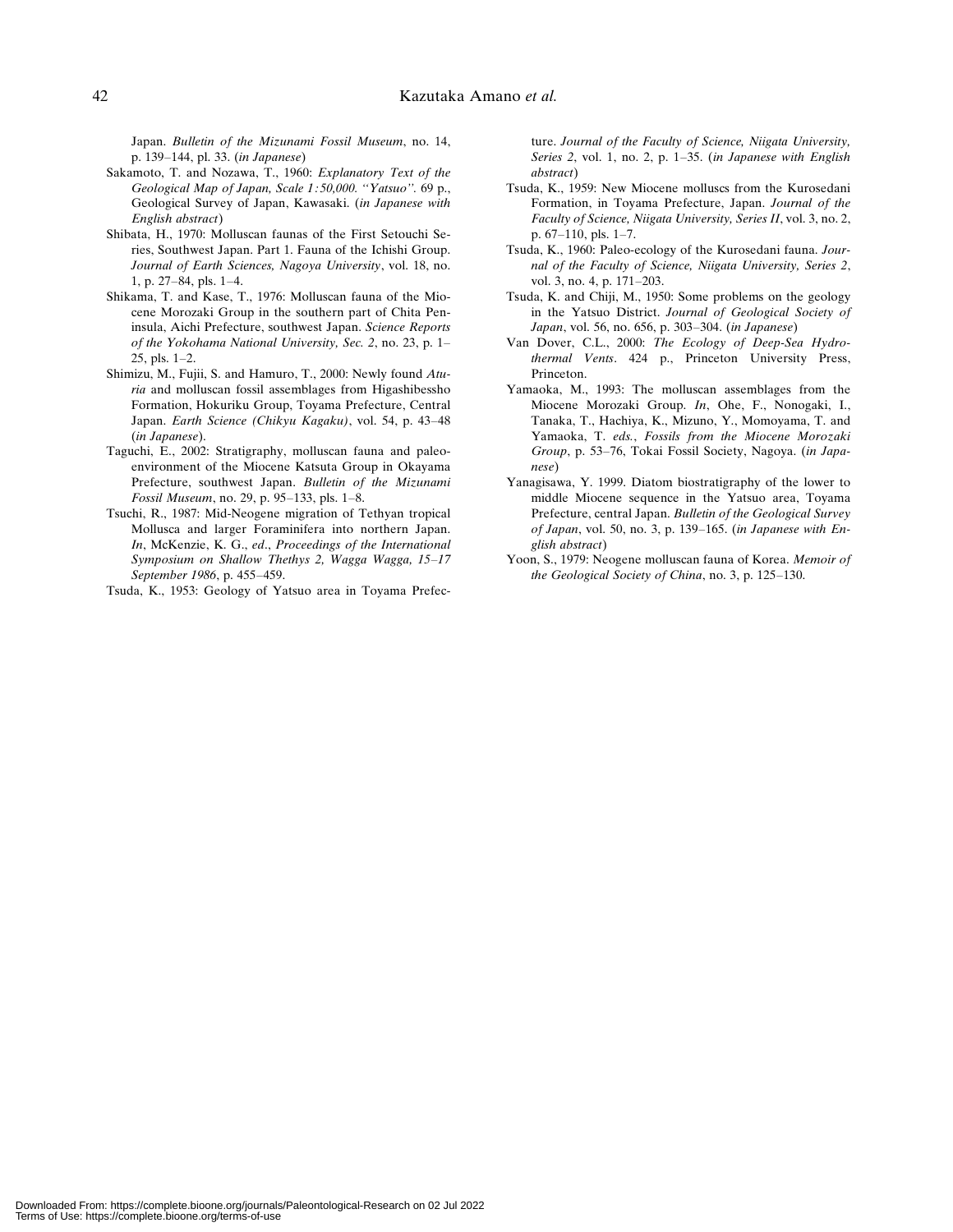Japan. *Bulletin of the Mizunami Fossil Museum*, no. 14, p. 139–144, pl. 33. (*in Japanese*)

Sakamoto, T. and Nozawa, T., 1960: *Explanatory Text of the Geological Map of Japan, Scale 1 : 50,000. "Yatsuo"*. 69 p., Geological Survey of Japan, Kawasaki. (*in Japanese with English abstract*)

Shibata, H., 1970: Molluscan faunas of the First Setouchi Series, Southwest Japan. Part 1. Fauna of the Ichishi Group. *Journal of Earth Sciences, Nagoya University*, vol. 18, no. 1, p. 27–84, pls. 1–4.

Shikama, T. and Kase, T., 1976: Molluscan fauna of the Miocene Morozaki Group in the southern part of Chita Peninsula, Aichi Prefecture, southwest Japan. *Science Reports of the Yokohama National University, Sec. 2*, no. 23, p. 1–25, pls. 1–2.

Shimizu, M., Fujii, S. and Hamuro, T., 2000: Newly found *Aturia* and molluscan fossil assemblages from Higashibessho Formation, Hokuriku Group, Toyama Prefecture, Central Japan. *Earth Science (Chikyu Kagaku)*, vol. 54, p. 43–48 (*in Japanese*).

Taguchi, E., 2002: Stratigraphy, molluscan fauna and paleoenvironment of the Miocene Katsuta Group in Okayama Prefecture, southwest Japan. *Bulletin of the Mizunami Fossil Museum*, no. 29, p. 95–133, pls. 1–8.

Tsuchi, R., 1987: Mid-Neogene migration of Tethyan tropical Mollusca and larger Foraminifera into northern Japan. *In*, McKenzie, K. G., *ed*., *Proceedings of the International Symposium on Shallow Thethys 2, Wagga Wagga, 15–17 September 1986*, p. 455–459.

Tsuda, K., 1953: Geology of Yatsuo area in Toyama Prefecture. *Journal of the Faculty of Science, Niigata University, Series 2*, vol. 1, no. 2, p. 1–35. (*in Japanese with English abstract*)

Tsuda, K., 1959: New Miocene molluscs from the Kurosedani Formation, in Toyama Prefecture, Japan. *Journal of the Faculty of Science, Niigata University, Series II*, vol. 3, no. 2, p. 67–110, pls. 1–7.

Tsuda, K., 1960: Paleo-ecology of the Kurosedani fauna. *Journal of the Faculty of Science, Niigata University, Series 2*, vol. 3, no. 4, p. 171–203.

Tsuda, K. and Chiji, M., 1950: Some problems on the geology in the Yatsuo District. *Journal of Geological Society of Japan*, vol. 56, no. 656, p. 303–304. (*in Japanese*)

Van Dover, C.L., 2000: *The Ecology of Deep-Sea Hydrothermal Vents*. 424 p., Princeton University Press, Princeton.

Yamaoka, M., 1993: The molluscan assemblages from the Miocene Morozaki Group. *In*, Ohe, F., Nonogaki, I., Tanaka, T., Hachiya, K., Mizuno, Y., Momoyama, T. and Yamaoka, T. *eds.*, *Fossils from the Miocene Morozaki Group*, p. 53–76, Tokai Fossil Society, Nagoya. (*in Japanese*)

Yanagisawa, Y. 1999. Diatom biostratigraphy of the lower to middle Miocene sequence in the Yatsuo area, Toyama Prefecture, central Japan. *Bulletin of the Geological Survey of Japan*, vol. 50, no. 3, p. 139–165. (*in Japanese with English abstract*)

Yoon, S., 1979: Neogene molluscan fauna of Korea. *Memoir of the Geological Society of China*, no. 3, p. 125–130.